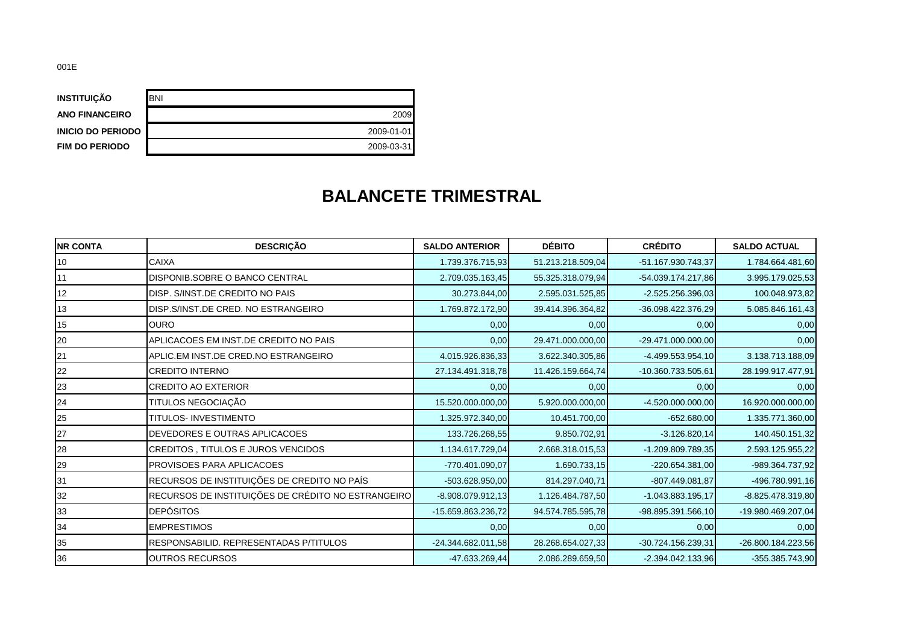001E

| | |
|---|---|
| **INSTITUIÇÃO** | BNI |
| **ANO FINANCEIRO** | 2009 |
| **INICIO DO PERIODO** | 2009-01-01 |
| **FIM DO PERIODO** | 2009-03-31 |

# BALANCETE TRIMESTRAL

| NR CONTA | DESCRIÇÃO | SALDO ANTERIOR | DÉBITO | CRÉDITO | SALDO ACTUAL |
|---|---|---|---|---|---|
| 10 | CAIXA | 1.739.376.715,93 | 51.213.218.509,04 | -51.167.930.743,37 | 1.784.664.481,60 |
| 11 | DISPONIB.SOBRE O BANCO CENTRAL | 2.709.035.163,45 | 55.325.318.079,94 | -54.039.174.217,86 | 3.995.179.025,53 |
| 12 | DISP. S/INST.DE CREDITO NO PAIS | 30.273.844,00 | 2.595.031.525,85 | -2.525.256.396,03 | 100.048.973,82 |
| 13 | DISP.S/INST.DE CRED. NO ESTRANGEIRO | 1.769.872.172,90 | 39.414.396.364,82 | -36.098.422.376,29 | 5.085.846.161,43 |
| 15 | OURO | 0,00 | 0,00 | 0,00 | 0,00 |
| 20 | APLICACOES EM INST.DE CREDITO NO PAIS | 0,00 | 29.471.000.000,00 | -29.471.000.000,00 | 0,00 |
| 21 | APLIC.EM INST.DE CRED.NO ESTRANGEIRO | 4.015.926.836,33 | 3.622.340.305,86 | -4.499.553.954,10 | 3.138.713.188,09 |
| 22 | CREDITO INTERNO | 27.134.491.318,78 | 11.426.159.664,74 | -10.360.733.505,61 | 28.199.917.477,91 |
| 23 | CREDITO AO EXTERIOR | 0,00 | 0,00 | 0,00 | 0,00 |
| 24 | TITULOS NEGOCIAÇÃO | 15.520.000.000,00 | 5.920.000.000,00 | -4.520.000.000,00 | 16.920.000.000,00 |
| 25 | TITULOS- INVESTIMENTO | 1.325.972.340,00 | 10.451.700,00 | -652.680,00 | 1.335.771.360,00 |
| 27 | DEVEDORES E OUTRAS APLICACOES | 133.726.268,55 | 9.850.702,91 | -3.126.820,14 | 140.450.151,32 |
| 28 | CREDITOS , TITULOS E JUROS VENCIDOS | 1.134.617.729,04 | 2.668.318.015,53 | -1.209.809.789,35 | 2.593.125.955,22 |
| 29 | PROVISOES PARA APLICACOES | -770.401.090,07 | 1.690.733,15 | -220.654.381,00 | -989.364.737,92 |
| 31 | RECURSOS DE INSTITUIÇÕES DE CREDITO NO PAÍS | -503.628.950,00 | 814.297.040,71 | -807.449.081,87 | -496.780.991,16 |
| 32 | RECURSOS DE INSTITUIÇÕES DE CRÉDITO NO ESTRANGEIRO | -8.908.079.912,13 | 1.126.484.787,50 | -1.043.883.195,17 | -8.825.478.319,80 |
| 33 | DEPÓSITOS | -15.659.863.236,72 | 94.574.785.595,78 | -98.895.391.566,10 | -19.980.469.207,04 |
| 34 | EMPRESTIMOS | 0,00 | 0,00 | 0,00 | 0,00 |
| 35 | RESPONSABILID. REPRESENTADAS P/TITULOS | -24.344.682.011,58 | 28.268.654.027,33 | -30.724.156.239,31 | -26.800.184.223,56 |
| 36 | OUTROS RECURSOS | -47.633.269,44 | 2.086.289.659,50 | -2.394.042.133,96 | -355.385.743,90 |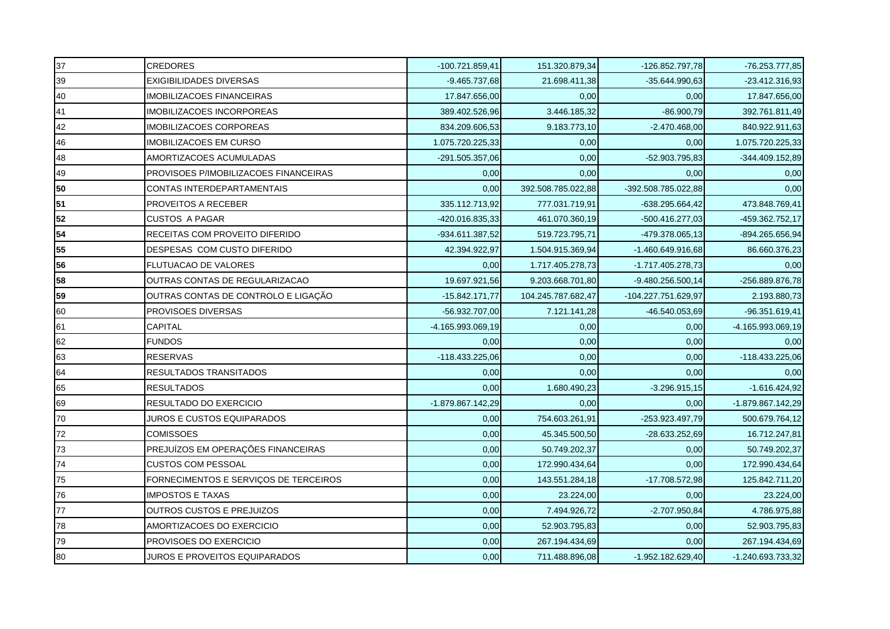| | | | | | |
|---|---|---|---|---|---|
| 37 | CREDORES | -100.721.859,41 | 151.320.879,34 | -126.852.797,78 | -76.253.777,85 |
| 39 | EXIGIBILIDADES DIVERSAS | -9.465.737,68 | 21.698.411,38 | -35.644.990,63 | -23.412.316,93 |
| 40 | IMOBILIZACOES FINANCEIRAS | 17.847.656,00 | 0,00 | 0,00 | 17.847.656,00 |
| 41 | IMOBILIZACOES INCORPOREAS | 389.402.526,96 | 3.446.185,32 | -86.900,79 | 392.761.811,49 |
| 42 | IMOBILIZACOES CORPOREAS | 834.209.606,53 | 9.183.773,10 | -2.470.468,00 | 840.922.911,63 |
| 46 | IMOBILIZACOES EM CURSO | 1.075.720.225,33 | 0,00 | 0,00 | 1.075.720.225,33 |
| 48 | AMORTIZACOES ACUMULADAS | -291.505.357,06 | 0,00 | -52.903.795,83 | -344.409.152,89 |
| 49 | PROVISOES P/IMOBILIZACOES FINANCEIRAS | 0,00 | 0,00 | 0,00 | 0,00 |
| **50** | CONTAS INTERDEPARTAMENTAIS | 0,00 | 392.508.785.022,88 | -392.508.785.022,88 | 0,00 |
| **51** | PROVEITOS A RECEBER | 335.112.713,92 | 777.031.719,91 | -638.295.664,42 | 473.848.769,41 |
| **52** | CUSTOS A PAGAR | -420.016.835,33 | 461.070.360,19 | -500.416.277,03 | -459.362.752,17 |
| **54** | RECEITAS COM PROVEITO DIFERIDO | -934.611.387,52 | 519.723.795,71 | -479.378.065,13 | -894.265.656,94 |
| **55** | DESPESAS COM CUSTO DIFERIDO | 42.394.922,97 | 1.504.915.369,94 | -1.460.649.916,68 | 86.660.376,23 |
| **56** | FLUTUACAO DE VALORES | 0,00 | 1.717.405.278,73 | -1.717.405.278,73 | 0,00 |
| **58** | OUTRAS CONTAS DE REGULARIZACAO | 19.697.921,56 | 9.203.668.701,80 | -9.480.256.500,14 | -256.889.876,78 |
| **59** | OUTRAS CONTAS DE CONTROLO E LIGAÇÃO | -15.842.171,77 | 104.245.787.682,47 | -104.227.751.629,97 | 2.193.880,73 |
| 60 | PROVISOES DIVERSAS | -56.932.707,00 | 7.121.141,28 | -46.540.053,69 | -96.351.619,41 |
| 61 | CAPITAL | -4.165.993.069,19 | 0,00 | 0,00 | -4.165.993.069,19 |
| 62 | FUNDOS | 0,00 | 0,00 | 0,00 | 0,00 |
| 63 | RESERVAS | -118.433.225,06 | 0,00 | 0,00 | -118.433.225,06 |
| 64 | RESULTADOS TRANSITADOS | 0,00 | 0,00 | 0,00 | 0,00 |
| 65 | RESULTADOS | 0,00 | 1.680.490,23 | -3.296.915,15 | -1.616.424,92 |
| 69 | RESULTADO DO EXERCICIO | -1.879.867.142,29 | 0,00 | 0,00 | -1.879.867.142,29 |
| 70 | JUROS E CUSTOS EQUIPARADOS | 0,00 | 754.603.261,91 | -253.923.497,79 | 500.679.764,12 |
| 72 | COMISSOES | 0,00 | 45.345.500,50 | -28.633.252,69 | 16.712.247,81 |
| 73 | PREJUÍZOS EM OPERAÇÕES FINANCEIRAS | 0,00 | 50.749.202,37 | 0,00 | 50.749.202,37 |
| 74 | CUSTOS COM PESSOAL | 0,00 | 172.990.434,64 | 0,00 | 172.990.434,64 |
| 75 | FORNECIMENTOS E SERVIÇOS DE TERCEIROS | 0,00 | 143.551.284,18 | -17.708.572,98 | 125.842.711,20 |
| 76 | IMPOSTOS E TAXAS | 0,00 | 23.224,00 | 0,00 | 23.224,00 |
| 77 | OUTROS CUSTOS E PREJUIZOS | 0,00 | 7.494.926,72 | -2.707.950,84 | 4.786.975,88 |
| 78 | AMORTIZACOES DO EXERCICIO | 0,00 | 52.903.795,83 | 0,00 | 52.903.795,83 |
| 79 | PROVISOES DO EXERCICIO | 0,00 | 267.194.434,69 | 0,00 | 267.194.434,69 |
| 80 | JUROS E PROVEITOS EQUIPARADOS | 0,00 | 711.488.896,08 | -1.952.182.629,40 | -1.240.693.733,32 |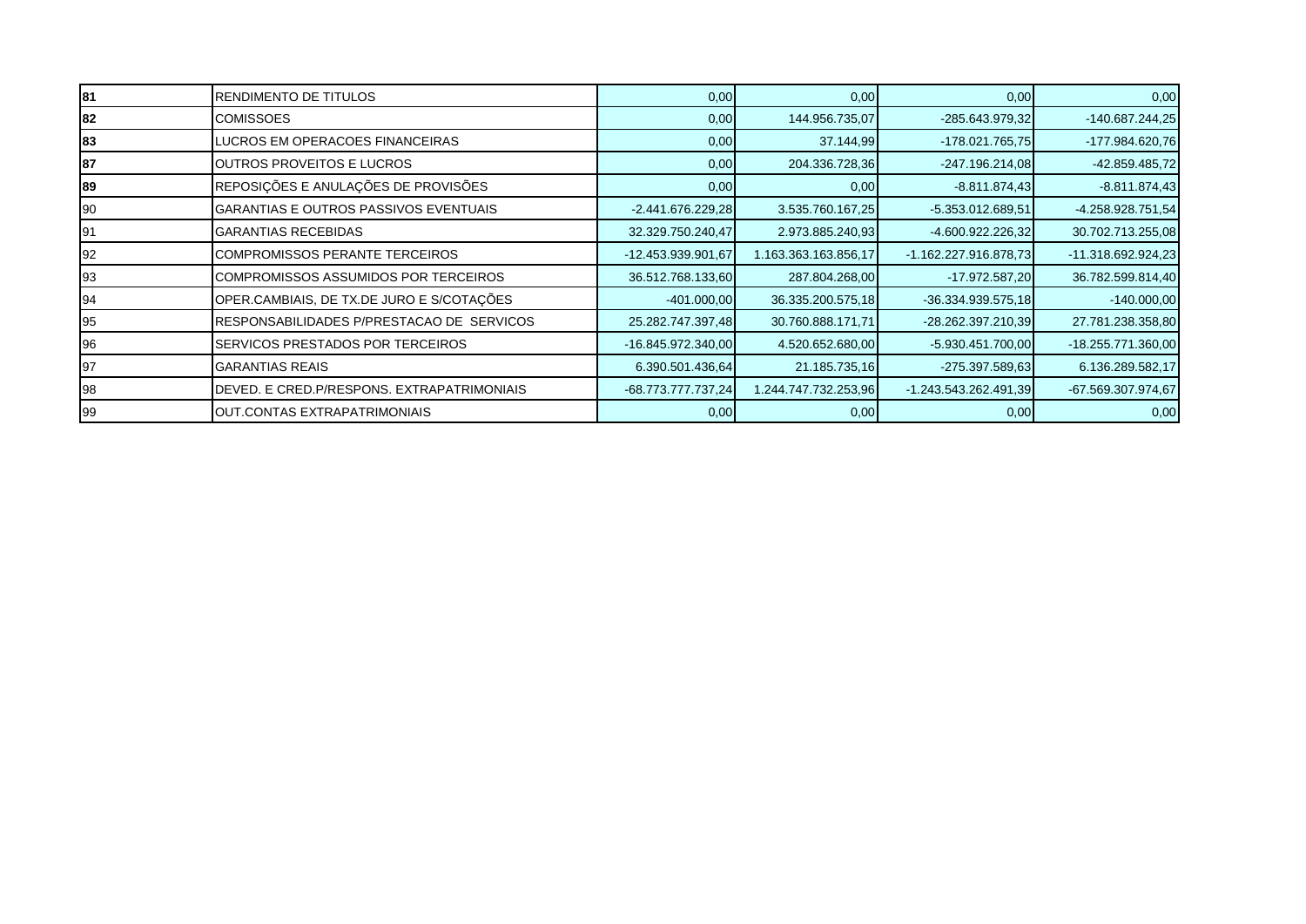| | | | | | |
|---|---|---|---|---|---|
| **81** | RENDIMENTO DE TITULOS | 0,00 | 0,00 | 0,00 | 0,00 |
| **82** | COMISSOES | 0,00 | 144.956.735,07 | -285.643.979,32 | -140.687.244,25 |
| **83** | LUCROS EM OPERACOES FINANCEIRAS | 0,00 | 37.144,99 | -178.021.765,75 | -177.984.620,76 |
| **87** | OUTROS PROVEITOS E LUCROS | 0,00 | 204.336.728,36 | -247.196.214,08 | -42.859.485,72 |
| **89** | REPOSIÇÕES E ANULAÇÕES DE PROVISÕES | 0,00 | 0,00 | -8.811.874,43 | -8.811.874,43 |
| 90 | GARANTIAS E OUTROS PASSIVOS EVENTUAIS | -2.441.676.229,28 | 3.535.760.167,25 | -5.353.012.689,51 | -4.258.928.751,54 |
| 91 | GARANTIAS RECEBIDAS | 32.329.750.240,47 | 2.973.885.240,93 | -4.600.922.226,32 | 30.702.713.255,08 |
| 92 | COMPROMISSOS PERANTE TERCEIROS | -12.453.939.901,67 | 1.163.363.163.856,17 | -1.162.227.916.878,73 | -11.318.692.924,23 |
| 93 | COMPROMISSOS ASSUMIDOS POR TERCEIROS | 36.512.768.133,60 | 287.804.268,00 | -17.972.587,20 | 36.782.599.814,40 |
| 94 | OPER.CAMBIAIS, DE TX.DE JURO E S/COTAÇÕES | -401.000,00 | 36.335.200.575,18 | -36.334.939.575,18 | -140.000,00 |
| 95 | RESPONSABILIDADES P/PRESTACAO DE SERVICOS | 25.282.747.397,48 | 30.760.888.171,71 | -28.262.397.210,39 | 27.781.238.358,80 |
| 96 | SERVICOS PRESTADOS POR TERCEIROS | -16.845.972.340,00 | 4.520.652.680,00 | -5.930.451.700,00 | -18.255.771.360,00 |
| 97 | GARANTIAS REAIS | 6.390.501.436,64 | 21.185.735,16 | -275.397.589,63 | 6.136.289.582,17 |
| 98 | DEVED. E CRED.P/RESPONS. EXTRAPATRIMONIAIS | -68.773.777.737,24 | 1.244.747.732.253,96 | -1.243.543.262.491,39 | -67.569.307.974,67 |
| 99 | OUT.CONTAS EXTRAPATRIMONIAIS | 0,00 | 0,00 | 0,00 | 0,00 |